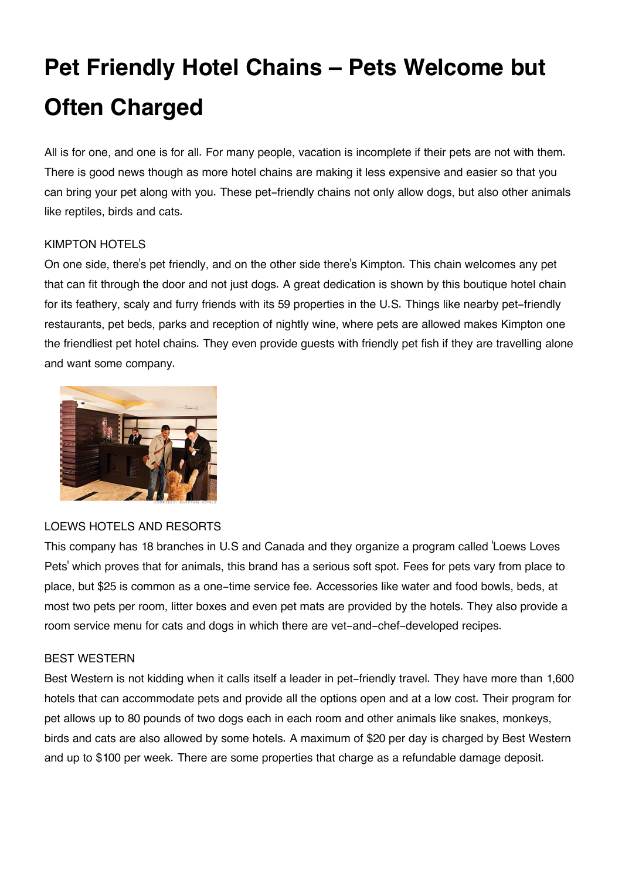# Pet Friendly Hotel Chains – Pets Welcome but Often Charged

All is for one, and one is for all. For many people, vacation is incomplete if their pets are not with them. There is good news though as more hotel chains are making it less expensive and easier so that you can bring your pet along with you. These pet-friendly chains not only allow dogs, but also other animals like reptiles, birds and cats.

KIMPTON HOTELS

On one side, there's pet friendly, and on the other side there's Kimpton. This chain welcomes any pet that can fit through the door and not just dogs. A great dedication is shown by this boutique hotel chain for its feathery, scaly and furry friends with its 59 properties in the U.S. Things like nearby pet-friendly restaurants, pet beds, parks and reception of nightly wine, where pets are allowed makes Kimpton one the friendliest pet hotel chains. They even provide guests with friendly pet fish if they are travelling alone and want some company.

LOEWS HOTELS AND RESORTS

This company has 18 branches in U.S and Canada and they organize a program called 'Loews Loves Pets' which proves that for animals, this brand has a serious soft spot. Fees for pets vary from place to place, but $25 is common as a one-time service fee. Accessories like water and food bowls, beds, at most two pets per room, litter boxes and even pet mats are provided by the hotels. They also provide a room service menu for cats and dogs in which there are vet-and-chef-developed recipes.

BEST WESTERN

Best Western is not kidding when it calls itself a leader in pet-friendly travel. They have more than 1,600 hotels that can accommodate pets and provide all the options open and at a low cost. Their program for pet allows up to 80 pounds of two dogs each in each room and other animals like snakes, monkeys, birds and cats are also allowed by some hotels. A maximum of $20 per day is charged by Best Western and up to $100 per week. There are some properties that charge as a refundable damage deposit.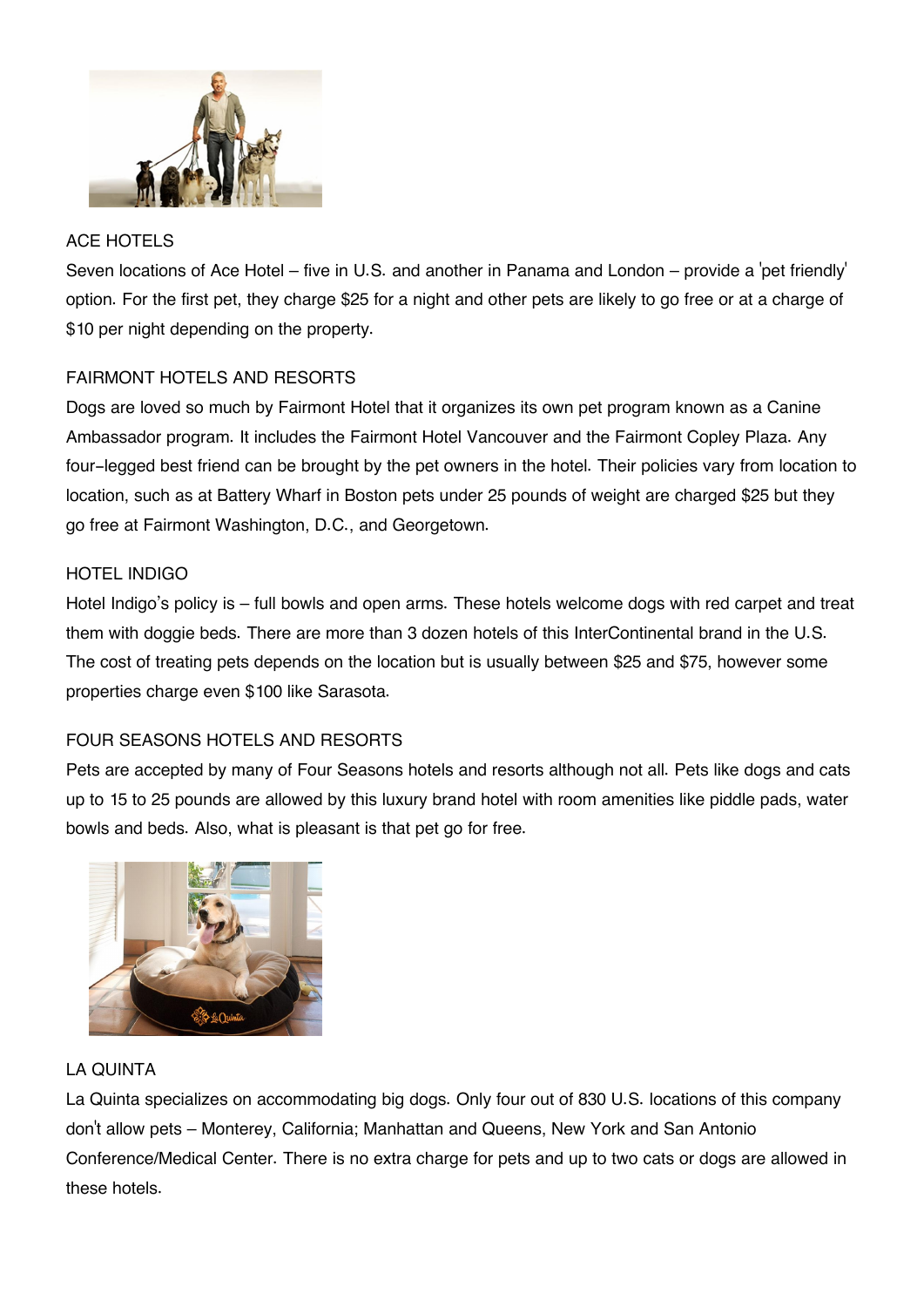## ACE HOTELS

Seven locations of Ace Hotel – five in U.S. and another in Panama and London – provide a 'pet friendly' option. For the first pet, they charge $25 for a night and other pets are likely to go free or at a charge of $10 per night depending on the property.

## FAIRMONT HOTELS AND RESORTS

Dogs are loved so much by Fairmont Hotel that it organizes its own pet program known as a Canine Ambassador program. It includes the Fairmont Hotel Vancouver and the Fairmont Copley Plaza. Any four-legged best friend can be brought by the pet owners in the hotel. Their policies vary from location to location, such as at Battery Wharf in Boston pets under 25 pounds of weight are charged $25 but they go free at Fairmont Washington, D.C., and Georgetown.

## HOTEL INDIGO

Hotel Indigo's policy is – full bowls and open arms. These hotels welcome dogs with red carpet and treat them with doggie beds. There are more than 3 dozen hotels of this InterContinental brand in the U.S. The cost of treating pets depends on the location but is usually between $25 and $75, however some properties charge even $100 like Sarasota.

## FOUR SEASONS HOTELS AND RESORTS

Pets are accepted by many of Four Seasons hotels and resorts although not all. Pets like dogs and cats up to 15 to 25 pounds are allowed by this luxury brand hotel with room amenities like piddle pads, water bowls and beds. Also, what is pleasant is that pet go for free.

## LA QUINTA

La Quinta specializes on accommodating big dogs. Only four out of 830 U.S. locations of this company don't allow pets – Monterey, California; Manhattan and Queens, New York and San Antonio Conference/Medical Center. There is no extra charge for pets and up to two cats or dogs are allowed in these hotels.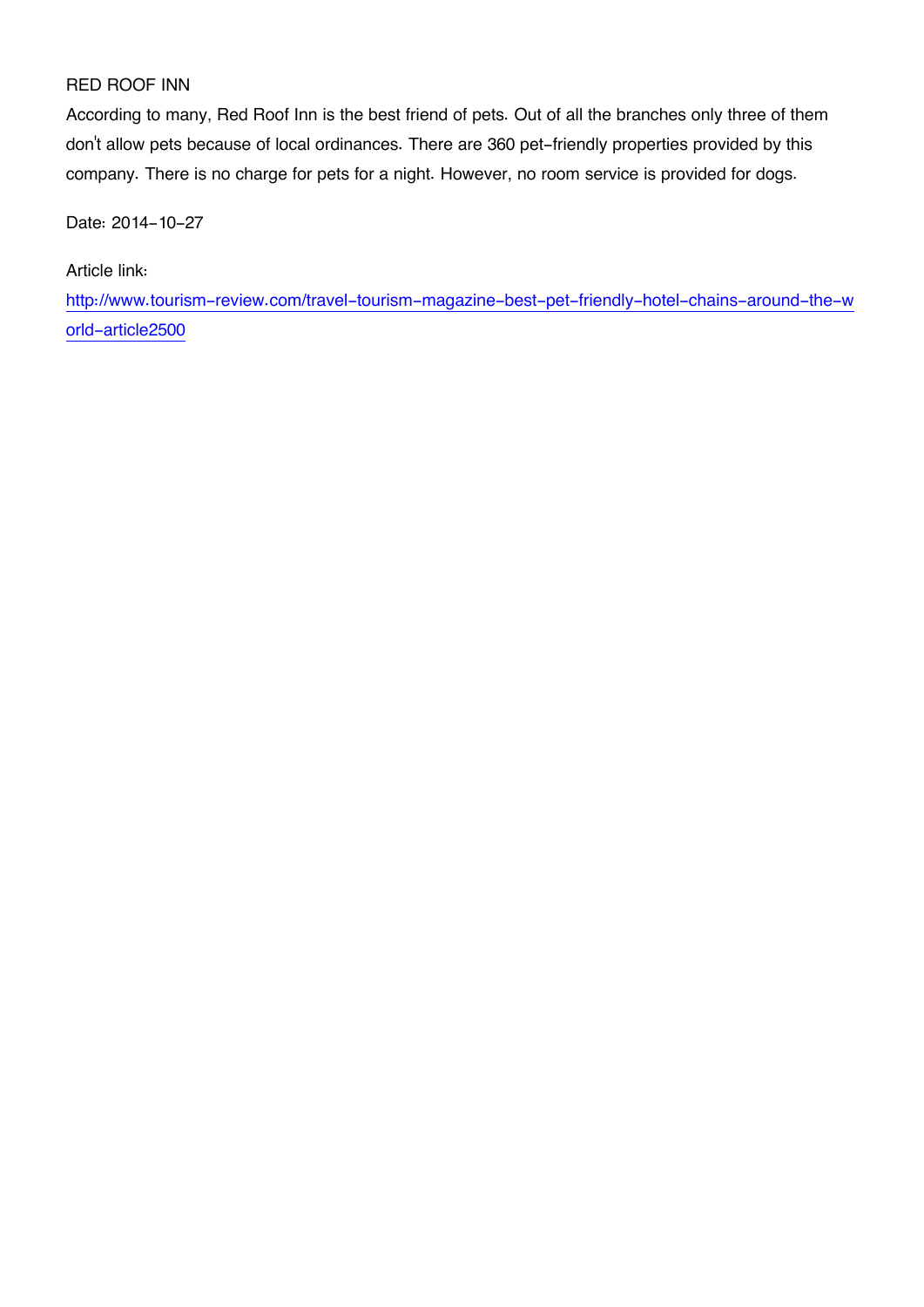RED ROOF INN

According to many, Red Roof Inn is the best friend of pets. Out of all the branches only three of them don't allow pets because of local ordinances. There are 360 pet-friendly properties provided by this company. There is no charge for pets for a night. However, no room service is provided for dogs.

Date: 2014-10-27

Article link:

[http://www.tourism-review.com/travel-tourism-magazine-best-pet-friendly-hotel-chains-around-the-world-article2500](http://www.tourism-review.com/travel-tourism-magazine-best-pet-friendly-hotel-chains-around-the-world-article2500)